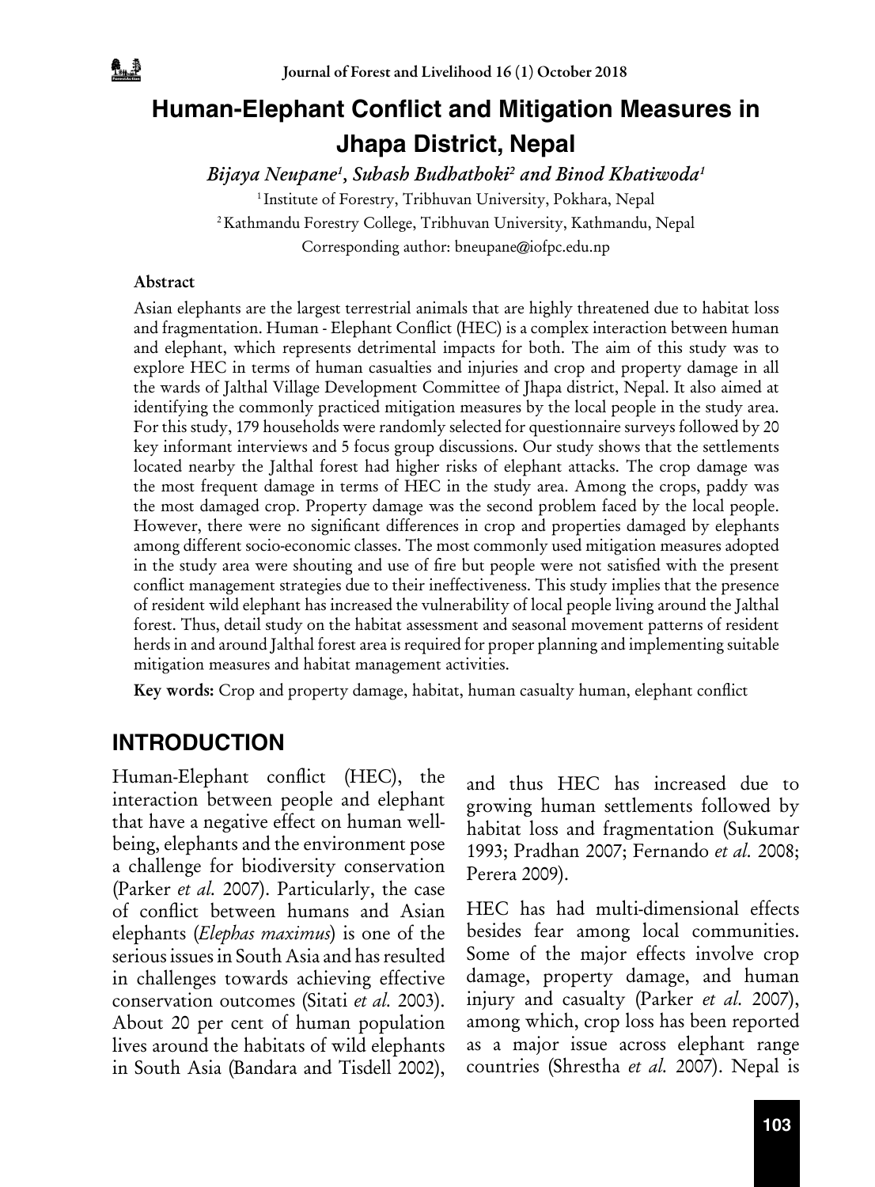# Human-Elephant Conflict and Mitigation Measures in Jhapa District, Nepal

*Bijaya Neupane[1], Subash Budhathoki[2] and Binod Khatiwoda[1]*

[1] Institute of Forestry, Tribhuvan University, Pokhara, Nepal

[2] Kathmandu Forestry College, Tribhuvan University, Kathmandu, Nepal

Corresponding author: bneupane@iofpc.edu.np

### Abstract

Asian elephants are the largest terrestrial animals that are highly threatened due to habitat loss and fragmentation. Human - Elephant Conflict (HEC) is a complex interaction between human and elephant, which represents detrimental impacts for both. The aim of this study was to explore HEC in terms of human casualties and injuries and crop and property damage in all the wards of Jalthal Village Development Committee of Jhapa district, Nepal. It also aimed at identifying the commonly practiced mitigation measures by the local people in the study area. For this study, 179 households were randomly selected for questionnaire surveys followed by 20 key informant interviews and 5 focus group discussions. Our study shows that the settlements located nearby the Jalthal forest had higher risks of elephant attacks. The crop damage was the most frequent damage in terms of HEC in the study area. Among the crops, paddy was the most damaged crop. Property damage was the second problem faced by the local people. However, there were no significant differences in crop and properties damaged by elephants among different socio-economic classes. The most commonly used mitigation measures adopted in the study area were shouting and use of fire but people were not satisfied with the present conflict management strategies due to their ineffectiveness. This study implies that the presence of resident wild elephant has increased the vulnerability of local people living around the Jalthal forest. Thus, detail study on the habitat assessment and seasonal movement patterns of resident herds in and around Jalthal forest area is required for proper planning and implementing suitable mitigation measures and habitat management activities.

**Key words:** Crop and property damage, habitat, human casualty human, elephant conflict

## INTRODUCTION

Human-Elephant conflict (HEC), the interaction between people and elephant that have a negative effect on human well-being, elephants and the environment pose a challenge for biodiversity conservation (Parker *et al.* 2007). Particularly, the case of conflict between humans and Asian elephants (*Elephas maximus*) is one of the serious issues in South Asia and has resulted in challenges towards achieving effective conservation outcomes (Sitati *et al.* 2003). About 20 per cent of human population lives around the habitats of wild elephants in South Asia (Bandara and Tisdell 2002), and thus HEC has increased due to growing human settlements followed by habitat loss and fragmentation (Sukumar 1993; Pradhan 2007; Fernando *et al.* 2008; Perera 2009).

HEC has had multi-dimensional effects besides fear among local communities. Some of the major effects involve crop damage, property damage, and human injury and casualty (Parker *et al.* 2007), among which, crop loss has been reported as a major issue across elephant range countries (Shrestha *et al.* 2007). Nepal is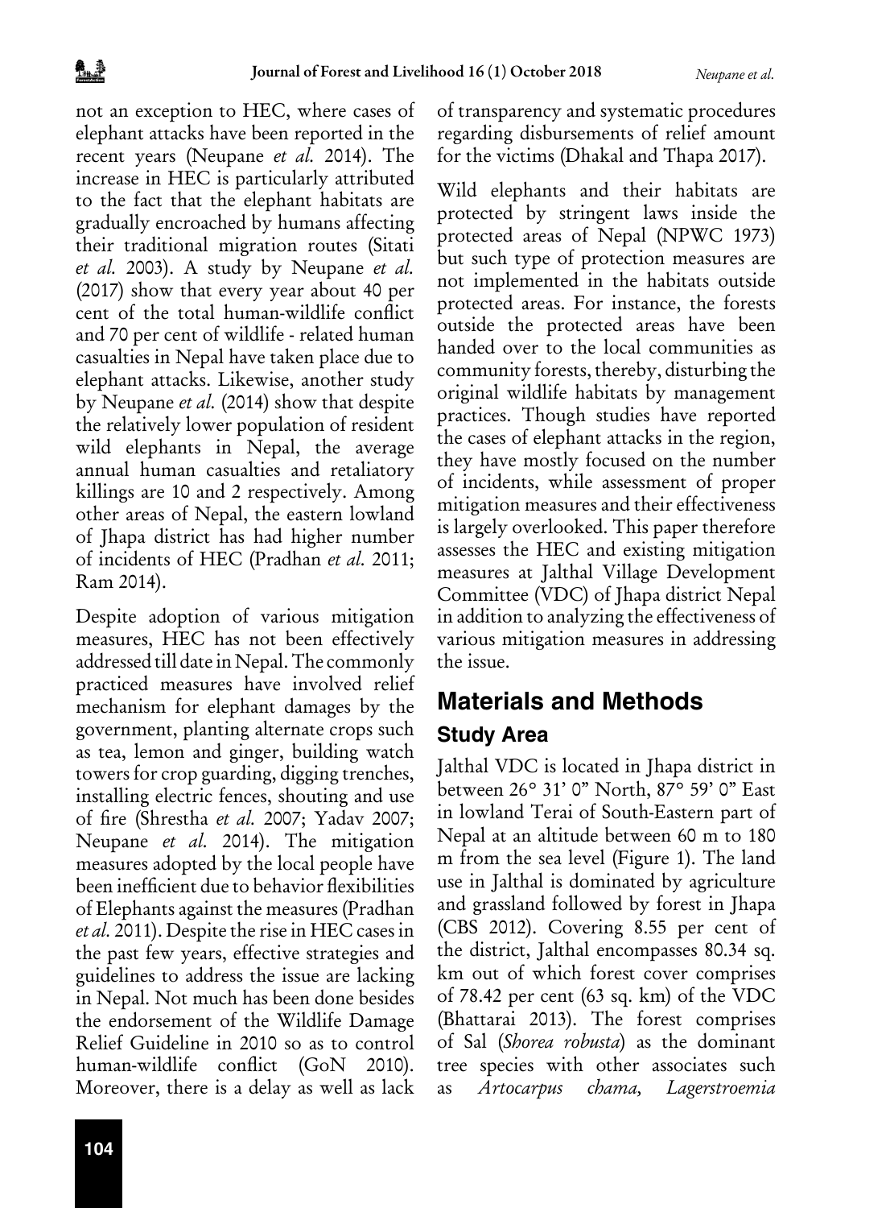not an exception to HEC, where cases of elephant attacks have been reported in the recent years (Neupane *et al.* 2014). The increase in HEC is particularly attributed to the fact that the elephant habitats are gradually encroached by humans affecting their traditional migration routes (Sitati *et al.* 2003). A study by Neupane *et al.* (2017) show that every year about 40 per cent of the total human-wildlife conflict and 70 per cent of wildlife - related human casualties in Nepal have taken place due to elephant attacks. Likewise, another study by Neupane *et al.* (2014) show that despite the relatively lower population of resident wild elephants in Nepal, the average annual human casualties and retaliatory killings are 10 and 2 respectively. Among other areas of Nepal, the eastern lowland of Jhapa district has had higher number of incidents of HEC (Pradhan *et al.* 2011; Ram 2014).

Despite adoption of various mitigation measures, HEC has not been effectively addressed till date in Nepal. The commonly practiced measures have involved relief mechanism for elephant damages by the government, planting alternate crops such as tea, lemon and ginger, building watch towers for crop guarding, digging trenches, installing electric fences, shouting and use of fire (Shrestha *et al.* 2007; Yadav 2007; Neupane *et al.* 2014). The mitigation measures adopted by the local people have been inefficient due to behavior flexibilities of Elephants against the measures (Pradhan *et al.* 2011). Despite the rise in HEC cases in the past few years, effective strategies and guidelines to address the issue are lacking in Nepal. Not much has been done besides the endorsement of the Wildlife Damage Relief Guideline in 2010 so as to control human-wildlife conflict (GoN 2010). Moreover, there is a delay as well as lack of transparency and systematic procedures regarding disbursements of relief amount for the victims (Dhakal and Thapa 2017).

Wild elephants and their habitats are protected by stringent laws inside the protected areas of Nepal (NPWC 1973) but such type of protection measures are not implemented in the habitats outside protected areas. For instance, the forests outside the protected areas have been handed over to the local communities as community forests, thereby, disturbing the original wildlife habitats by management practices. Though studies have reported the cases of elephant attacks in the region, they have mostly focused on the number of incidents, while assessment of proper mitigation measures and their effectiveness is largely overlooked. This paper therefore assesses the HEC and existing mitigation measures at Jalthal Village Development Committee (VDC) of Jhapa district Nepal in addition to analyzing the effectiveness of various mitigation measures in addressing the issue.

## Materials and Methods

### Study Area

Jalthal VDC is located in Jhapa district in between 26° 31' 0" North, 87° 59' 0" East in lowland Terai of South-Eastern part of Nepal at an altitude between 60 m to 180 m from the sea level (Figure 1). The land use in Jalthal is dominated by agriculture and grassland followed by forest in Jhapa (CBS 2012). Covering 8.55 per cent of the district, Jalthal encompasses 80.34 sq. km out of which forest cover comprises of 78.42 per cent (63 sq. km) of the VDC (Bhattarai 2013). The forest comprises of Sal (*Shorea robusta*) as the dominant tree species with other associates such as *Artocarpus chama*, *Lagerstroemia*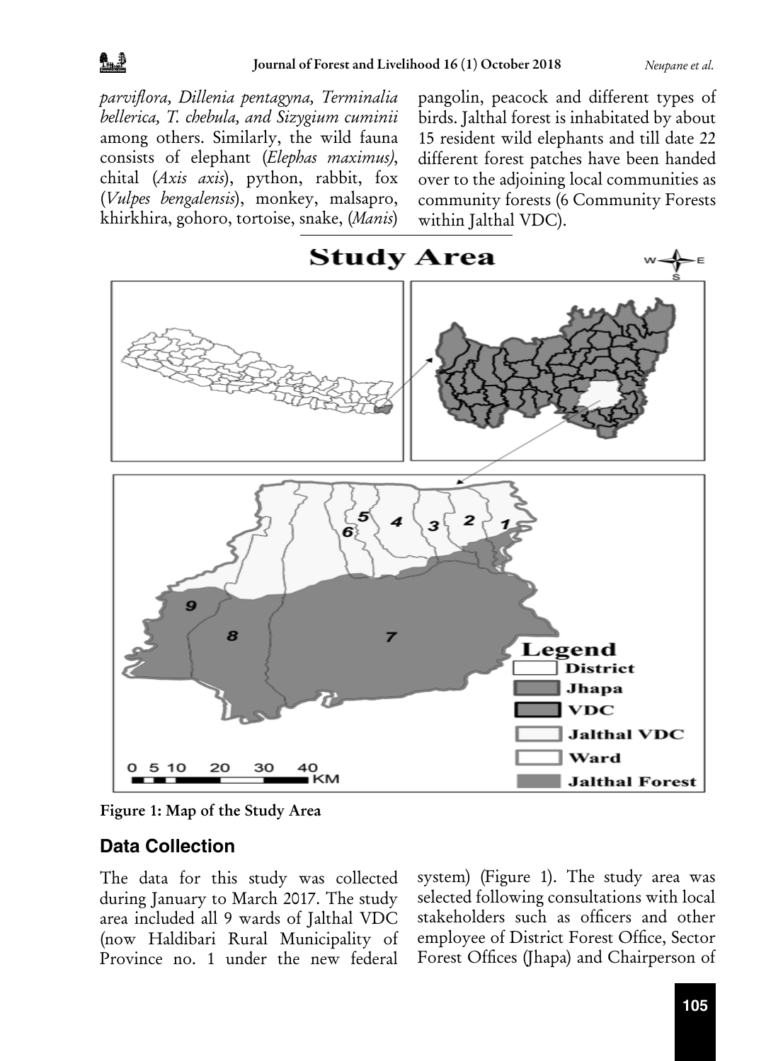*parviflora, Dillenia pentagyna, Terminalia bellerica, T. chebula, and Sizygium cuminii* among others. Similarly, the wild fauna consists of elephant (*Elephas maximus)*, chital (*Axis axis*), python, rabbit, fox (*Vulpes bengalensis*), monkey, malsapro, khirkhira, gohoro, tortoise, snake, (*Manis*) pangolin, peacock and different types of birds. Jalthal forest is inhabitated by about 15 resident wild elephants and till date 22 different forest patches have been handed over to the adjoining local communities as community forests (6 Community Forests within Jalthal VDC).

Study Area

Legend
District
Jhapa
VDC
Jalthal VDC
Ward
Jalthal Forest

0 5 10 20 30 40
KM

1 2 3 4 5 6 7 8 9

**Figure 1: Map of the Study Area**

## Data Collection

The data for this study was collected during January to March 2017. The study area included all 9 wards of Jalthal VDC (now Haldibari Rural Municipality of Province no. 1 under the new federal system) (Figure 1). The study area was selected following consultations with local stakeholders such as officers and other employee of District Forest Office, Sector Forest Offices (Jhapa) and Chairperson of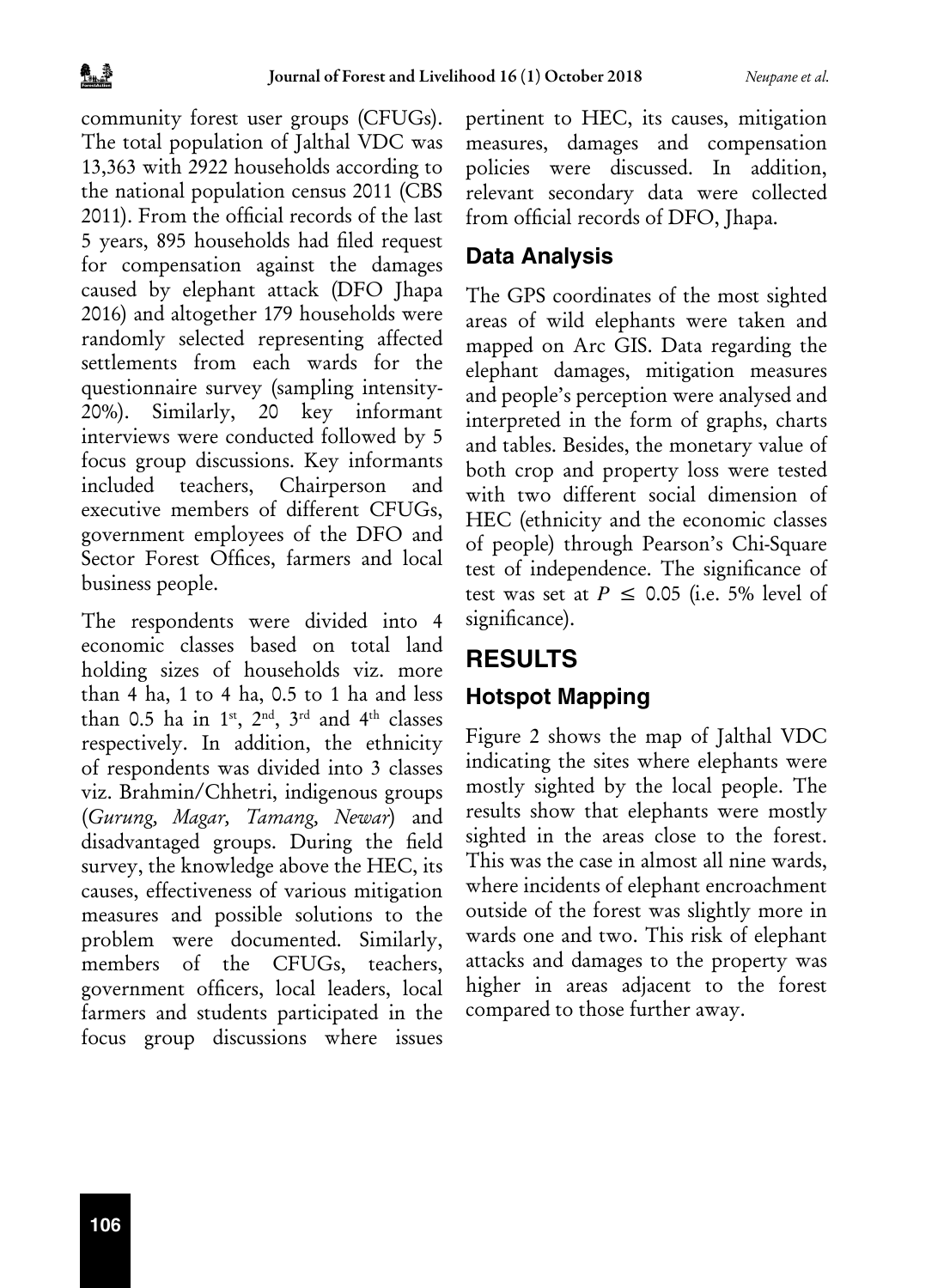community forest user groups (CFUGs). The total population of Jalthal VDC was 13,363 with 2922 households according to the national population census 2011 (CBS 2011). From the official records of the last 5 years, 895 households had filed request for compensation against the damages caused by elephant attack (DFO Jhapa 2016) and altogether 179 households were randomly selected representing affected settlements from each wards for the questionnaire survey (sampling intensity- 20%). Similarly, 20 key informant interviews were conducted followed by 5 focus group discussions. Key informants included teachers, Chairperson and executive members of different CFUGs, government employees of the DFO and Sector Forest Offices, farmers and local business people.

The respondents were divided into 4 economic classes based on total land holding sizes of households viz. more than 4 ha, 1 to 4 ha, 0.5 to 1 ha and less than 0.5 ha in 1st, 2nd, 3rd and 4th classes respectively. In addition, the ethnicity of respondents was divided into 3 classes viz. Brahmin/Chhetri, indigenous groups (*Gurung, Magar, Tamang, Newar*) and disadvantaged groups. During the field survey, the knowledge above the HEC, its causes, effectiveness of various mitigation measures and possible solutions to the problem were documented. Similarly, members of the CFUGs, teachers, government officers, local leaders, local farmers and students participated in the focus group discussions where issues pertinent to HEC, its causes, mitigation measures, damages and compensation policies were discussed. In addition, relevant secondary data were collected from official records of DFO, Jhapa.

### Data Analysis

The GPS coordinates of the most sighted areas of wild elephants were taken and mapped on Arc GIS. Data regarding the elephant damages, mitigation measures and people's perception were analysed and interpreted in the form of graphs, charts and tables. Besides, the monetary value of both crop and property loss were tested with two different social dimension of HEC (ethnicity and the economic classes of people) through Pearson's Chi-Square test of independence. The significance of test was set at $P \leq 0.05$ (i.e. 5% level of significance).

## RESULTS

### Hotspot Mapping

Figure 2 shows the map of Jalthal VDC indicating the sites where elephants were mostly sighted by the local people. The results show that elephants were mostly sighted in the areas close to the forest. This was the case in almost all nine wards, where incidents of elephant encroachment outside of the forest was slightly more in wards one and two. This risk of elephant attacks and damages to the property was higher in areas adjacent to the forest compared to those further away.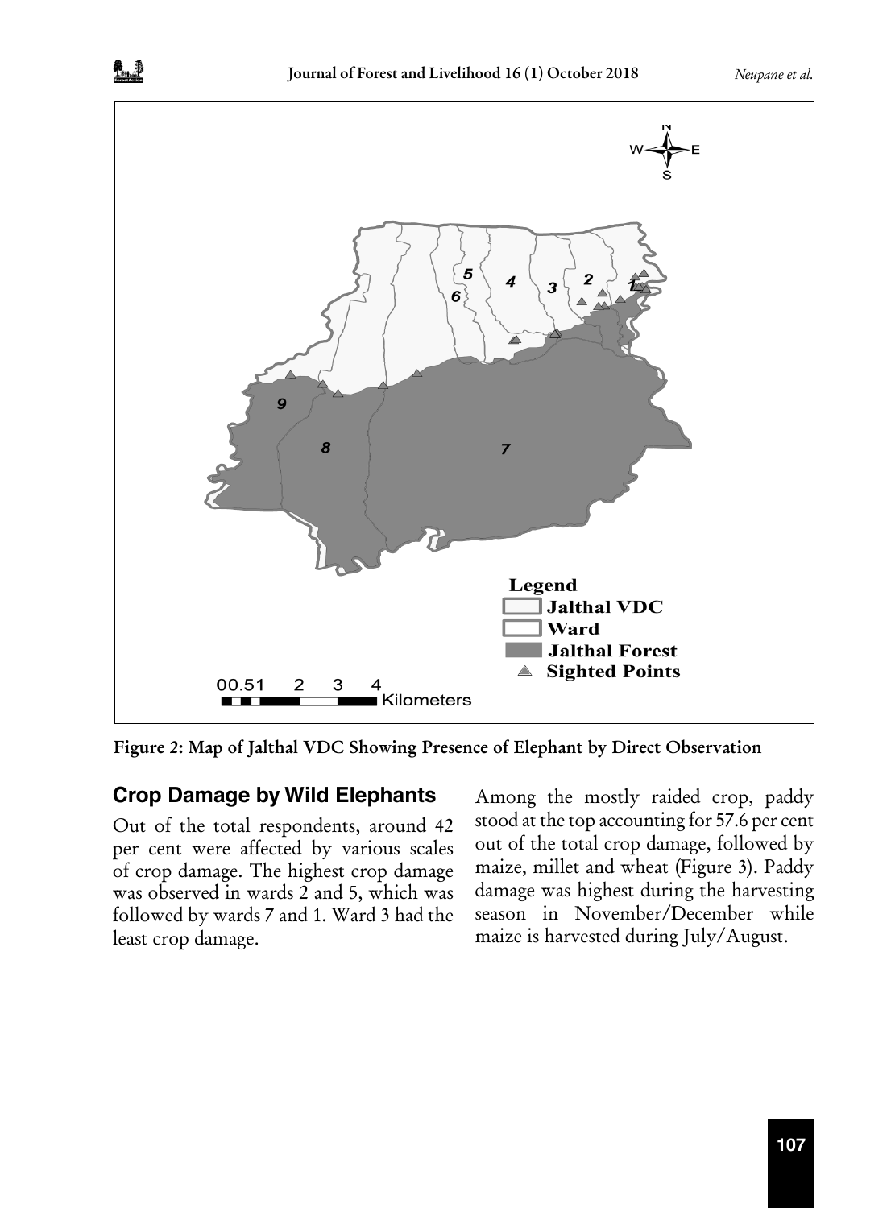W N E S

5
4
3
2
1
6
9
8
7

Legend
Jalthal VDC
Ward
Jalthal Forest
Sighted Points

00.51 2 3 4
Kilometers

Figure 2: Map of Jalthal VDC Showing Presence of Elephant by Direct Observation

## Crop Damage by Wild Elephants

Out of the total respondents, around 42 per cent were affected by various scales of crop damage. The highest crop damage was observed in wards 2 and 5, which was followed by wards 7 and 1. Ward 3 had the least crop damage.

Among the mostly raided crop, paddy stood at the top accounting for 57.6 per cent out of the total crop damage, followed by maize, millet and wheat (Figure 3). Paddy damage was highest during the harvesting season in November/December while maize is harvested during July/August.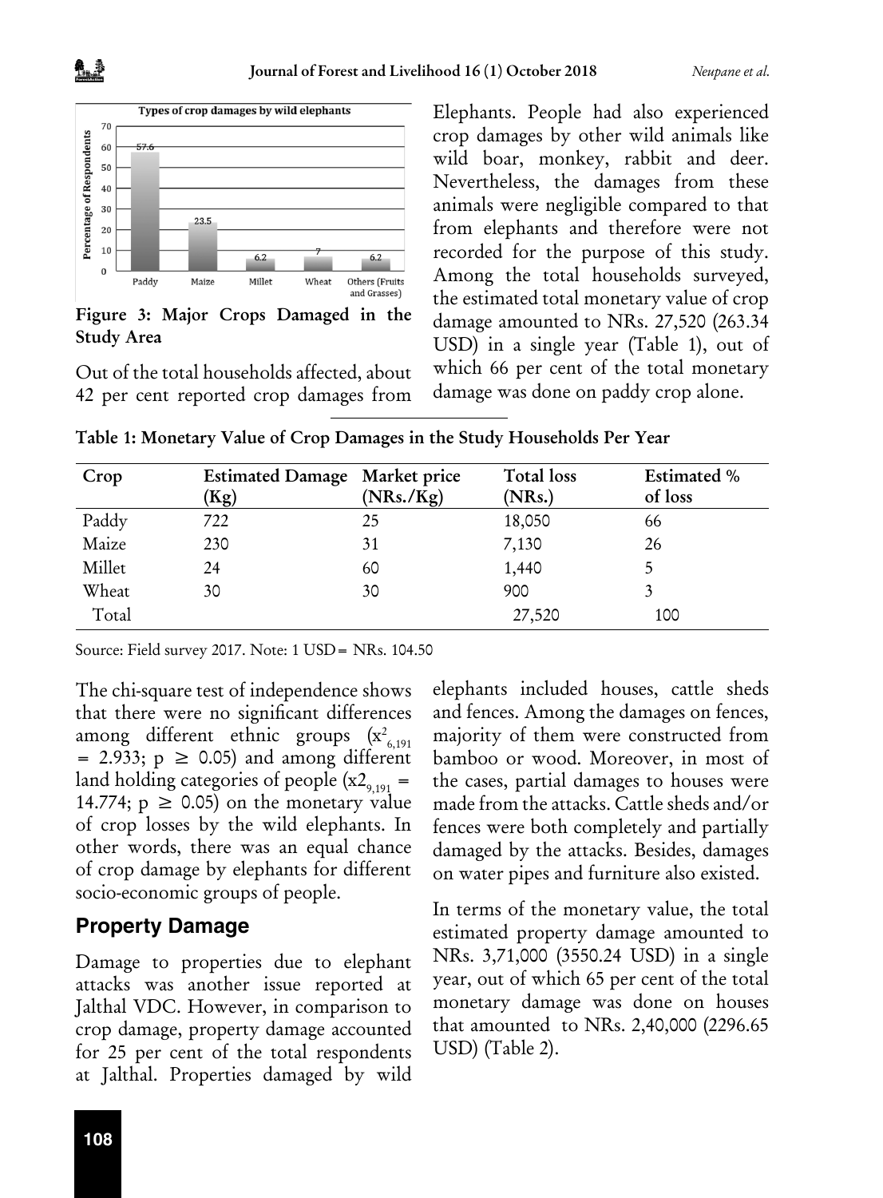Types of crop damages by wild elephants

Percentage of Respondents

70
60
50
40
30
20
10
0

57.6
23.5
6.2
7
6.2

Paddy
Maize
Millet
Wheat
Others (Fruits and Grasses)

**Figure 3: Major Crops Damaged in the Study Area**

Out of the total households affected, about 42 per cent reported crop damages from Elephants. People had also experienced crop damages by other wild animals like wild boar, monkey, rabbit and deer. Nevertheless, the damages from these animals were negligible compared to that from elephants and therefore were not recorded for the purpose of this study. Among the total households surveyed, the estimated total monetary value of crop damage amounted to NRs. 27,520 (263.34 USD) in a single year (Table 1), out of which 66 per cent of the total monetary damage was done on paddy crop alone.

**Table 1: Monetary Value of Crop Damages in the Study Households Per Year**

| Crop | Estimated Damage (Kg) | Market price (NRs./Kg) | Total loss (NRs.) | Estimated % of loss |
|---|---|---|---|---|
| Paddy | 722 | 25 | 18,050 | 66 |
| Maize | 230 | 31 | 7,130 | 26 |
| Millet | 24 | 60 | 1,440 | 5 |
| Wheat | 30 | 30 | 900 | 3 |
| Total | | | 27,520 | 100 |

Source: Field survey 2017. Note: 1 USD = NRs. 104.50

The chi-square test of independence shows that there were no significant differences among different ethnic groups ($x^2_{6,191} = 2.933$; $p \geq 0.05$) and among different land holding categories of people ($x2_{9,191} = 14.774$; $p \geq 0.05$) on the monetary value of crop losses by the wild elephants. In other words, there was an equal chance of crop damage by elephants for different socio-economic groups of people.

## Property Damage

Damage to properties due to elephant attacks was another issue reported at Jalthal VDC. However, in comparison to crop damage, property damage accounted for 25 per cent of the total respondents at Jalthal. Properties damaged by wild elephants included houses, cattle sheds and fences. Among the damages on fences, majority of them were constructed from bamboo or wood. Moreover, in most of the cases, partial damages to houses were made from the attacks. Cattle sheds and/or fences were both completely and partially damaged by the attacks. Besides, damages on water pipes and furniture also existed.

In terms of the monetary value, the total estimated property damage amounted to NRs. 3,71,000 (3550.24 USD) in a single year, out of which 65 per cent of the total monetary damage was done on houses that amounted to NRs. 2,40,000 (2296.65 USD) (Table 2).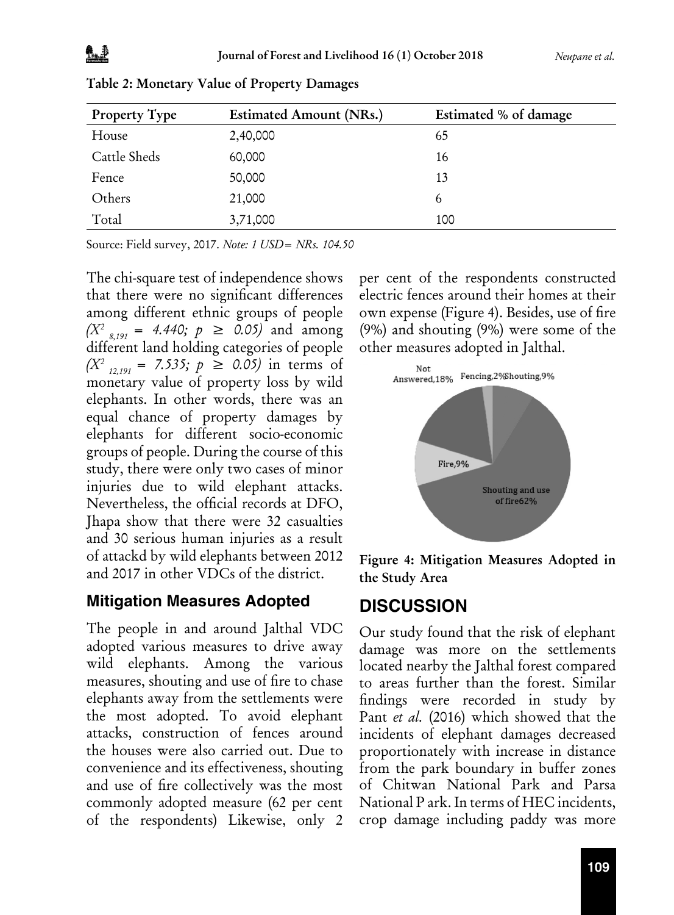Table 2: Monetary Value of Property Damages

| Property Type | Estimated Amount (NRs.) | Estimated % of damage |
|---|---|---|
| House | 2,40,000 | 65 |
| Cattle Sheds | 60,000 | 16 |
| Fence | 50,000 | 13 |
| Others | 21,000 | 6 |
| Total | 3,71,000 | 100 |

Source: Field survey, 2017. *Note: 1 USD= NRs. 104.50*

The chi-square test of independence shows that there were no significant differences among different ethnic groups of people *($X^2_{8,191}$ = 4.440; $p \geq 0.05$)* and among different land holding categories of people *($X^2_{12,191}$ = 7.535; $p \geq 0.05$)* in terms of monetary value of property loss by wild elephants. In other words, there was an equal chance of property damages by elephants for different socio-economic groups of people. During the course of this study, there were only two cases of minor injuries due to wild elephant attacks. Nevertheless, the official records at DFO, Jhapa show that there were 32 casualties and 30 serious human injuries as a result of attackd by wild elephants between 2012 and 2017 in other VDCs of the district.

## Mitigation Measures Adopted

The people in and around Jalthal VDC adopted various measures to drive away wild elephants. Among the various measures, shouting and use of fire to chase elephants away from the settlements were the most adopted. To avoid elephant attacks, construction of fences around the houses were also carried out. Due to convenience and its effectiveness, shouting and use of fire collectively was the most commonly adopted measure (62 per cent of the respondents) Likewise, only 2 per cent of the respondents constructed electric fences around their homes at their own expense (Figure 4). Besides, use of fire (9%) and shouting (9%) were some of the other measures adopted in Jalthal.

Not Answered,18%
Fencing,2%
Shouting,9%
Fire,9%
Shouting and use of fire62%

Figure 4: Mitigation Measures Adopted in the Study Area

# DISCUSSION

Our study found that the risk of elephant damage was more on the settlements located nearby the Jalthal forest compared to areas further than the forest. Similar findings were recorded in study by Pant *et al.* (2016) which showed that the incidents of elephant damages decreased proportionately with increase in distance from the park boundary in buffer zones of Chitwan National Park and Parsa National P ark. In terms of HEC incidents, crop damage including paddy was more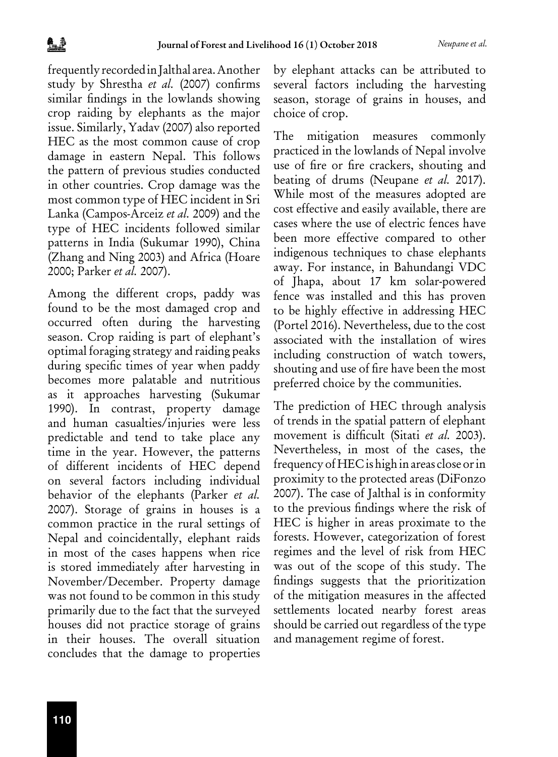frequently recorded in Jalthal area. Another study by Shrestha *et al.* (2007) confirms similar findings in the lowlands showing crop raiding by elephants as the major issue. Similarly, Yadav (2007) also reported HEC as the most common cause of crop damage in eastern Nepal. This follows the pattern of previous studies conducted in other countries. Crop damage was the most common type of HEC incident in Sri Lanka (Campos-Arceiz *et al.* 2009) and the type of HEC incidents followed similar patterns in India (Sukumar 1990), China (Zhang and Ning 2003) and Africa (Hoare 2000; Parker *et al.* 2007).

Among the different crops, paddy was found to be the most damaged crop and occurred often during the harvesting season. Crop raiding is part of elephant's optimal foraging strategy and raiding peaks during specific times of year when paddy becomes more palatable and nutritious as it approaches harvesting (Sukumar 1990). In contrast, property damage and human casualties/injuries were less predictable and tend to take place any time in the year. However, the patterns of different incidents of HEC depend on several factors including individual behavior of the elephants (Parker *et al.* 2007). Storage of grains in houses is a common practice in the rural settings of Nepal and coincidentally, elephant raids in most of the cases happens when rice is stored immediately after harvesting in November/December. Property damage was not found to be common in this study primarily due to the fact that the surveyed houses did not practice storage of grains in their houses. The overall situation concludes that the damage to properties by elephant attacks can be attributed to several factors including the harvesting season, storage of grains in houses, and choice of crop.

The mitigation measures commonly practiced in the lowlands of Nepal involve use of fire or fire crackers, shouting and beating of drums (Neupane *et al.* 2017). While most of the measures adopted are cost effective and easily available, there are cases where the use of electric fences have been more effective compared to other indigenous techniques to chase elephants away. For instance, in Bahundangi VDC of Jhapa, about 17 km solar-powered fence was installed and this has proven to be highly effective in addressing HEC (Portel 2016). Nevertheless, due to the cost associated with the installation of wires including construction of watch towers, shouting and use of fire have been the most preferred choice by the communities.

The prediction of HEC through analysis of trends in the spatial pattern of elephant movement is difficult (Sitati *et al.* 2003). Nevertheless, in most of the cases, the frequency of HEC is high in areas close or in proximity to the protected areas (DiFonzo 2007). The case of Jalthal is in conformity to the previous findings where the risk of HEC is higher in areas proximate to the forests. However, categorization of forest regimes and the level of risk from HEC was out of the scope of this study. The findings suggests that the prioritization of the mitigation measures in the affected settlements located nearby forest areas should be carried out regardless of the type and management regime of forest.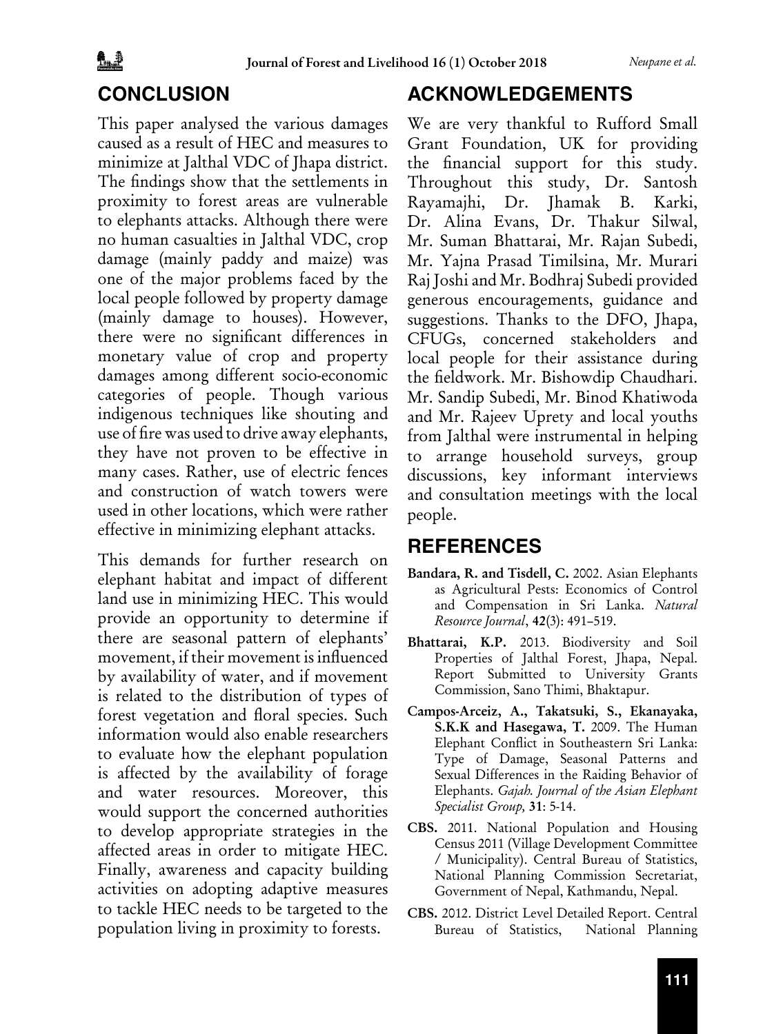## CONCLUSION

This paper analysed the various damages caused as a result of HEC and measures to minimize at Jalthal VDC of Jhapa district. The findings show that the settlements in proximity to forest areas are vulnerable to elephants attacks. Although there were no human casualties in Jalthal VDC, crop damage (mainly paddy and maize) was one of the major problems faced by the local people followed by property damage (mainly damage to houses). However, there were no significant differences in monetary value of crop and property damages among different socio-economic categories of people. Though various indigenous techniques like shouting and use of fire was used to drive away elephants, they have not proven to be effective in many cases. Rather, use of electric fences and construction of watch towers were used in other locations, which were rather effective in minimizing elephant attacks.

This demands for further research on elephant habitat and impact of different land use in minimizing HEC. This would provide an opportunity to determine if there are seasonal pattern of elephants' movement, if their movement is influenced by availability of water, and if movement is related to the distribution of types of forest vegetation and floral species. Such information would also enable researchers to evaluate how the elephant population is affected by the availability of forage and water resources. Moreover, this would support the concerned authorities to develop appropriate strategies in the affected areas in order to mitigate HEC. Finally, awareness and capacity building activities on adopting adaptive measures to tackle HEC needs to be targeted to the population living in proximity to forests.

## ACKNOWLEDGEMENTS

We are very thankful to Rufford Small Grant Foundation, UK for providing the financial support for this study. Throughout this study, Dr. Santosh Rayamajhi, Dr. Jhamak B. Karki, Dr. Alina Evans, Dr. Thakur Silwal, Mr. Suman Bhattarai, Mr. Rajan Subedi, Mr. Yajna Prasad Timilsina, Mr. Murari Raj Joshi and Mr. Bodhraj Subedi provided generous encouragements, guidance and suggestions. Thanks to the DFO, Jhapa, CFUGs, concerned stakeholders and local people for their assistance during the fieldwork. Mr. Bishowdip Chaudhari. Mr. Sandip Subedi, Mr. Binod Khatiwoda and Mr. Rajeev Uprety and local youths from Jalthal were instrumental in helping to arrange household surveys, group discussions, key informant interviews and consultation meetings with the local people.

## REFERENCES

**Bandara, R. and Tisdell, C.** 2002. Asian Elephants as Agricultural Pests: Economics of Control and Compensation in Sri Lanka. *Natural Resource Journal*, **42**(3): 491–519.

**Bhattarai, K.P.** 2013. Biodiversity and Soil Properties of Jalthal Forest, Jhapa, Nepal. Report Submitted to University Grants Commission, Sano Thimi, Bhaktapur.

**Campos-Arceiz, A., Takatsuki, S., Ekanayaka, S.K.K and Hasegawa, T.** 2009. The Human Elephant Conflict in Southeastern Sri Lanka: Type of Damage, Seasonal Patterns and Sexual Differences in the Raiding Behavior of Elephants. *Gajah. Journal of the Asian Elephant Specialist Group,* **31**: 5-14.

**CBS.** 2011. National Population and Housing Census 2011 (Village Development Committee / Municipality). Central Bureau of Statistics, National Planning Commission Secretariat, Government of Nepal, Kathmandu, Nepal.

**CBS.** 2012. District Level Detailed Report. Central Bureau of Statistics, National Planning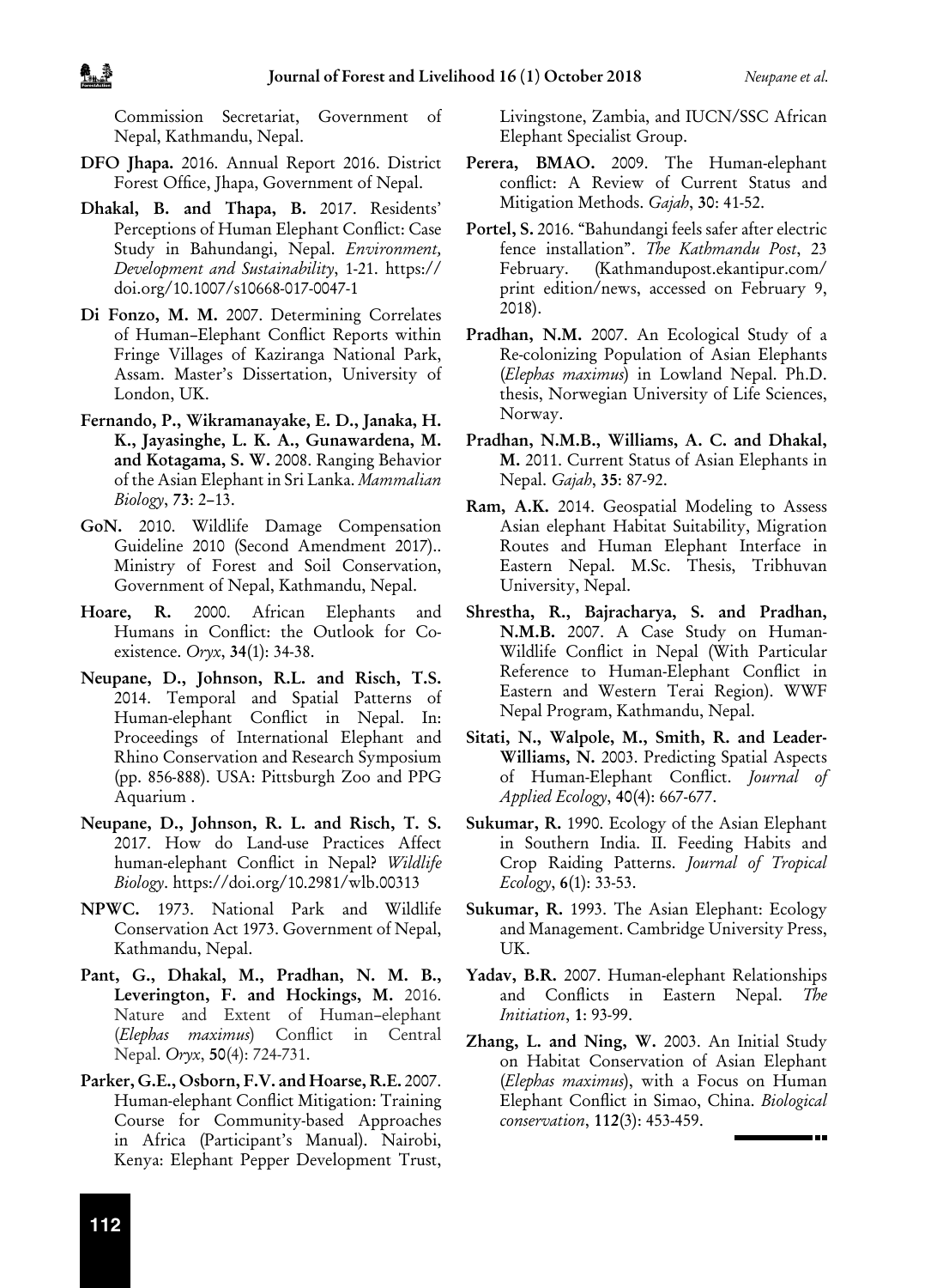Commission Secretariat, Government of Nepal, Kathmandu, Nepal.

**DFO Jhapa.** 2016. Annual Report 2016. District Forest Office, Jhapa, Government of Nepal.

**Dhakal, B. and Thapa, B.** 2017. Residents' Perceptions of Human Elephant Conflict: Case Study in Bahundangi, Nepal. *Environment, Development and Sustainability*, 1-21. https://doi.org/10.1007/s10668-017-0047-1

**Di Fonzo, M. M.** 2007. Determining Correlates of Human–Elephant Conflict Reports within Fringe Villages of Kaziranga National Park, Assam. Master's Dissertation, University of London, UK.

**Fernando, P., Wikramanayake, E. D., Janaka, H. K., Jayasinghe, L. K. A., Gunawardena, M. and Kotagama, S. W.** 2008. Ranging Behavior of the Asian Elephant in Sri Lanka. *Mammalian Biology*, **73**: 2–13.

**GoN.** 2010. Wildlife Damage Compensation Guideline 2010 (Second Amendment 2017).. Ministry of Forest and Soil Conservation, Government of Nepal, Kathmandu, Nepal.

**Hoare, R.** 2000. African Elephants and Humans in Conflict: the Outlook for Co-existence. *Oryx*, **34**(1): 34-38.

**Neupane, D., Johnson, R.L. and Risch, T.S.** 2014. Temporal and Spatial Patterns of Human-elephant Conflict in Nepal. In: Proceedings of International Elephant and Rhino Conservation and Research Symposium (pp. 856-888). USA: Pittsburgh Zoo and PPG Aquarium .

**Neupane, D., Johnson, R. L. and Risch, T. S.** 2017. How do Land-use Practices Affect human-elephant Conflict in Nepal? *Wildlife Biology*. https://doi.org/10.2981/wlb.00313

**NPWC.** 1973. National Park and Wildlife Conservation Act 1973. Government of Nepal, Kathmandu, Nepal.

**Pant, G., Dhakal, M., Pradhan, N. M. B., Leverington, F. and Hockings, M.** 2016. Nature and Extent of Human–elephant (*Elephas maximus*) Conflict in Central Nepal. *Oryx*, **50**(4): 724-731.

**Parker, G.E., Osborn, F.V. and Hoarse, R.E.** 2007. Human-elephant Conflict Mitigation: Training Course for Community-based Approaches in Africa (Participant's Manual). Nairobi, Kenya: Elephant Pepper Development Trust, Livingstone, Zambia, and IUCN/SSC African Elephant Specialist Group.

**Perera, BMAO.** 2009. The Human-elephant conflict: A Review of Current Status and Mitigation Methods. *Gajah*, **30**: 41-52.

**Portel, S.** 2016. "Bahundangi feels safer after electric fence installation". *The Kathmandu Post*, 23 February. (Kathmandupost.ekantipur.com/print edition/news, accessed on February 9, 2018).

**Pradhan, N.M.** 2007. An Ecological Study of a Re-colonizing Population of Asian Elephants (*Elephas maximus*) in Lowland Nepal. Ph.D. thesis, Norwegian University of Life Sciences, Norway.

**Pradhan, N.M.B., Williams, A. C. and Dhakal, M.** 2011. Current Status of Asian Elephants in Nepal. *Gajah*, **35**: 87-92.

**Ram, A.K.** 2014. Geospatial Modeling to Assess Asian elephant Habitat Suitability, Migration Routes and Human Elephant Interface in Eastern Nepal. M.Sc. Thesis, Tribhuvan University, Nepal.

**Shrestha, R., Bajracharya, S. and Pradhan, N.M.B.** 2007. A Case Study on Human-Wildlife Conflict in Nepal (With Particular Reference to Human-Elephant Conflict in Eastern and Western Terai Region). WWF Nepal Program, Kathmandu, Nepal.

**Sitati, N., Walpole, M., Smith, R. and Leader-Williams, N.** 2003. Predicting Spatial Aspects of Human-Elephant Conflict. *Journal of Applied Ecology*, **40**(4): 667-677.

**Sukumar, R.** 1990. Ecology of the Asian Elephant in Southern India. II. Feeding Habits and Crop Raiding Patterns. *Journal of Tropical Ecology*, **6**(1): 33-53.

**Sukumar, R.** 1993. The Asian Elephant: Ecology and Management. Cambridge University Press, UK.

**Yadav, B.R.** 2007. Human-elephant Relationships and Conflicts in Eastern Nepal. *The Initiation*, **1**: 93-99.

**Zhang, L. and Ning, W.** 2003. An Initial Study on Habitat Conservation of Asian Elephant (*Elephas maximus*), with a Focus on Human Elephant Conflict in Simao, China. *Biological conservation*, **112**(3): 453-459.